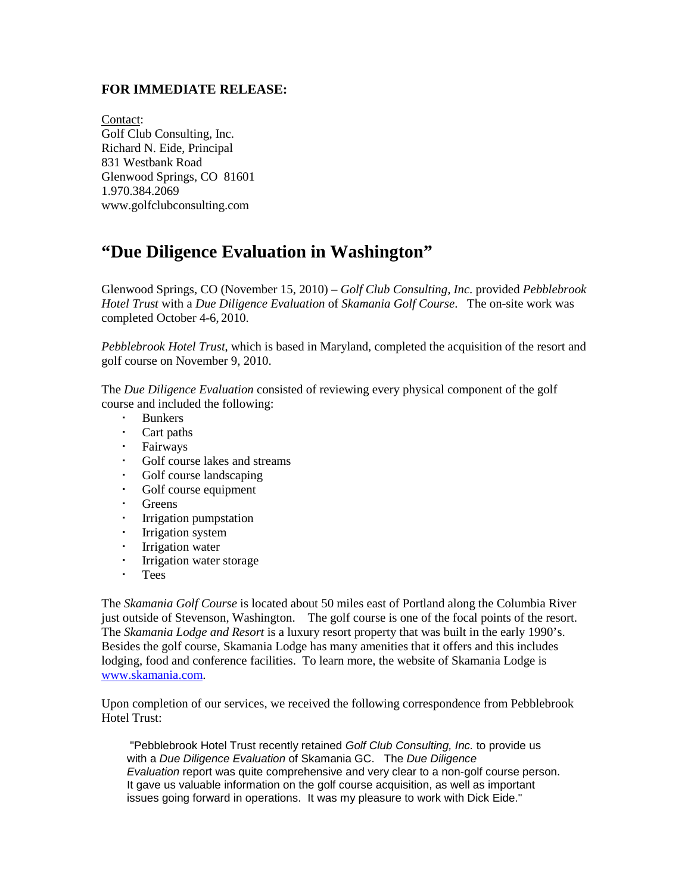**FOR IMMEDIATE RELEASE:**

Contact:
Golf Club Consulting, Inc.
Richard N. Eide, Principal
831 Westbank Road
Glenwood Springs, CO  81601
1.970.384.2069
www.golfclubconsulting.com

# "Due Diligence Evaluation in Washington"

Glenwood Springs, CO (November 15, 2010) – *Golf Club Consulting, Inc.* provided *Pebblebrook Hotel Trust* with a *Due Diligence Evaluation* of *Skamania Golf Course*. The on-site work was completed October 4-6, 2010.

*Pebblebrook Hotel Trust*, which is based in Maryland, completed the acquisition of the resort and golf course on November 9, 2010.

The *Due Diligence Evaluation* consisted of reviewing every physical component of the golf course and included the following:

- Bunkers
- Cart paths
- Fairways
- Golf course lakes and streams
- Golf course landscaping
- Golf course equipment
- Greens
- Irrigation pumpstation
- Irrigation system
- Irrigation water
- Irrigation water storage
- Tees

The *Skamania Golf Course* is located about 50 miles east of Portland along the Columbia River just outside of Stevenson, Washington. The golf course is one of the focal points of the resort. The *Skamania Lodge and Resort* is a luxury resort property that was built in the early 1990's. Besides the golf course, Skamania Lodge has many amenities that it offers and this includes lodging, food and conference facilities. To learn more, the website of Skamania Lodge is www.skamania.com.

Upon completion of our services, we received the following correspondence from Pebblebrook Hotel Trust:

> "Pebblebrook Hotel Trust recently retained *Golf Club Consulting, Inc.* to provide us with a *Due Diligence Evaluation* of Skamania GC. The *Due Diligence Evaluation* report was quite comprehensive and very clear to a non-golf course person. It gave us valuable information on the golf course acquisition, as well as important issues going forward in operations. It was my pleasure to work with Dick Eide."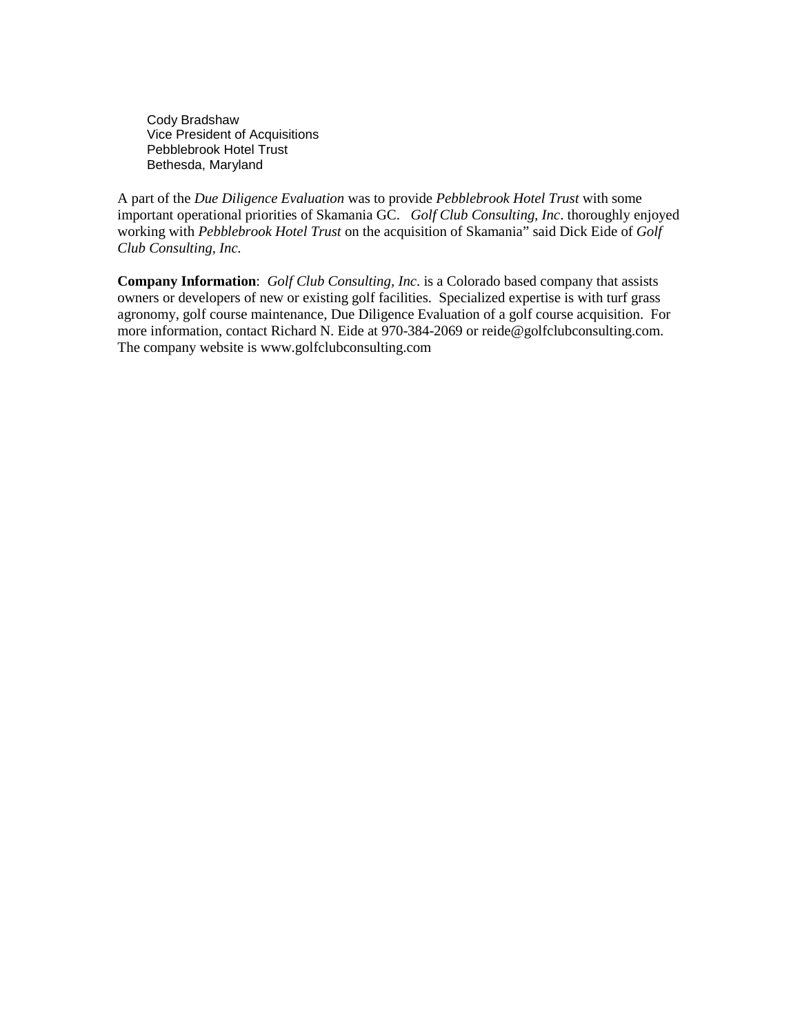Cody Bradshaw
Vice President of Acquisitions
Pebblebrook Hotel Trust
Bethesda, Maryland

A part of the *Due Diligence Evaluation* was to provide *Pebblebrook Hotel Trust* with some important operational priorities of Skamania GC. *Golf Club Consulting, Inc*. thoroughly enjoyed working with *Pebblebrook Hotel Trust* on the acquisition of Skamania" said Dick Eide of *Golf Club Consulting, Inc.*

**Company Information**: *Golf Club Consulting, Inc*. is a Colorado based company that assists owners or developers of new or existing golf facilities. Specialized expertise is with turf grass agronomy, golf course maintenance, Due Diligence Evaluation of a golf course acquisition. For more information, contact Richard N. Eide at 970-384-2069 or reide@golfclubconsulting.com. The company website is www.golfclubconsulting.com